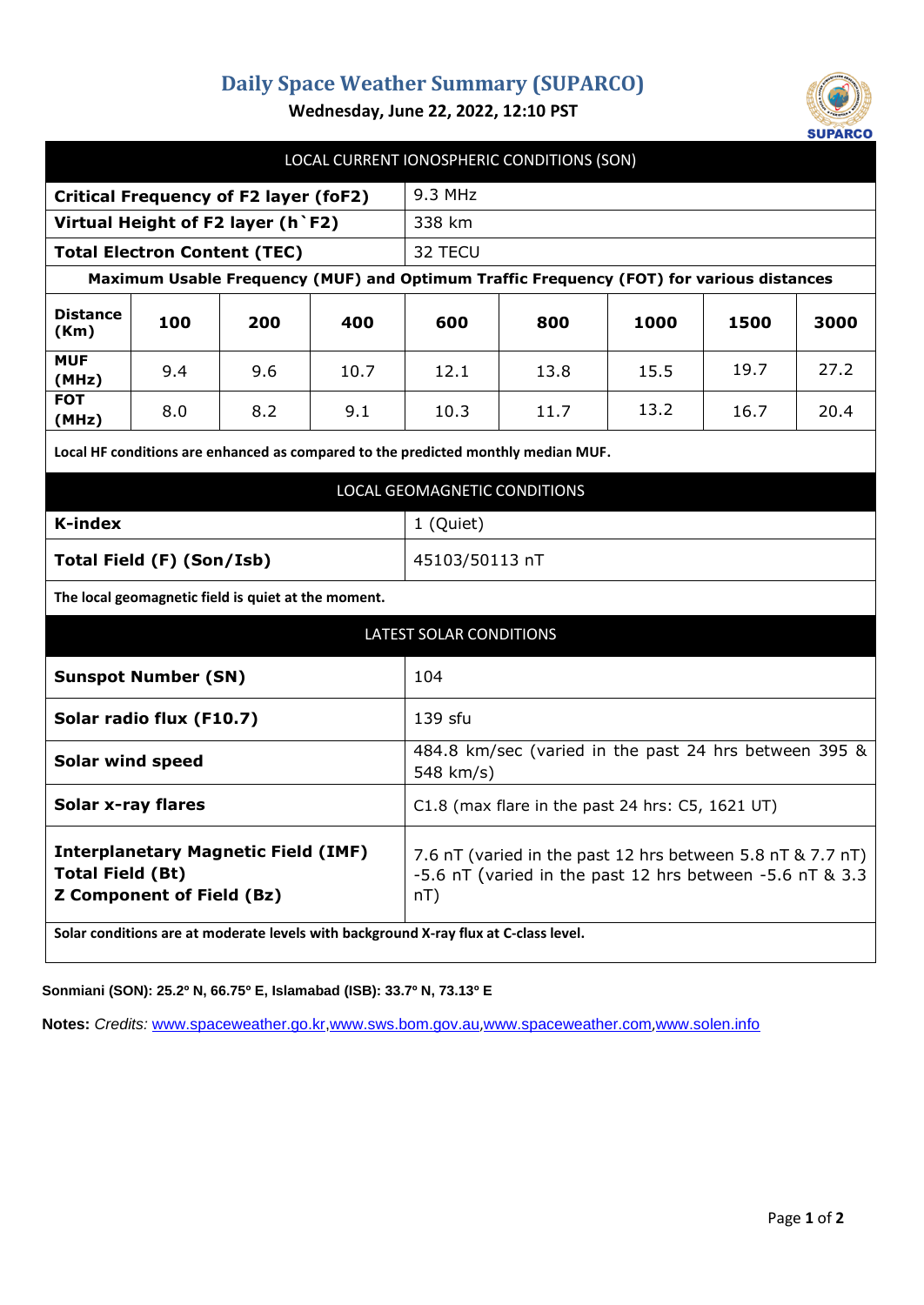# Daily Space Weather Summary (SUPARCO)

**Wednesday, June 22, 2022, 12:10 PST**

## LOCAL CURRENT IONOSPHERIC CONDITIONS (SON)

| | |
|---|---|
| **Critical Frequency of F2 layer (foF2)** | 9.3 MHz |
| **Virtual Height of F2 layer (h`F2)** | 338 km |
| **Total Electron Content (TEC)** | 32 TECU |

**Maximum Usable Frequency (MUF) and Optimum Traffic Frequency (FOT) for various distances**

| **Distance (Km)** | **100** | **200** | **400** | **600** | **800** | **1000** | **1500** | **3000** |
|---|---|---|---|---|---|---|---|---|
| **MUF (MHz)** | 9.4 | 9.6 | 10.7 | 12.1 | 13.8 | 15.5 | 19.7 | 27.2 |
| **FOT (MHz)** | 8.0 | 8.2 | 9.1 | 10.3 | 11.7 | 13.2 | 16.7 | 20.4 |

**Local HF conditions are enhanced as compared to the predicted monthly median MUF.**

## LOCAL GEOMAGNETIC CONDITIONS

| | |
|---|---|
| **K-index** | 1 (Quiet) |
| **Total Field (F) (Son/Isb)** | 45103/50113 nT |

**The local geomagnetic field is quiet at the moment.**

## LATEST SOLAR CONDITIONS

| | |
|---|---|
| **Sunspot Number (SN)** | 104 |
| **Solar radio flux (F10.7)** | 139 sfu |
| **Solar wind speed** | 484.8 km/sec (varied in the past 24 hrs between 395 & 548 km/s) |
| **Solar x-ray flares** | C1.8 (max flare in the past 24 hrs: C5, 1621 UT) |
| **Interplanetary Magnetic Field (IMF) Total Field (Bt)** | 7.6 nT (varied in the past 12 hrs between 5.8 nT & 7.7 nT) |
| **Z Component of Field (Bz)** | -5.6 nT (varied in the past 12 hrs between -5.6 nT & 3.3 nT) |

**Solar conditions are at moderate levels with background X-ray flux at C-class level.**

**Sonmiani (SON): 25.2º N, 66.75º E, Islamabad (ISB): 33.7º N, 73.13º E**

**Notes:** *Credits:* www.spaceweather.go.kr, www.sws.bom.gov.au, www.spaceweather.com, www.solen.info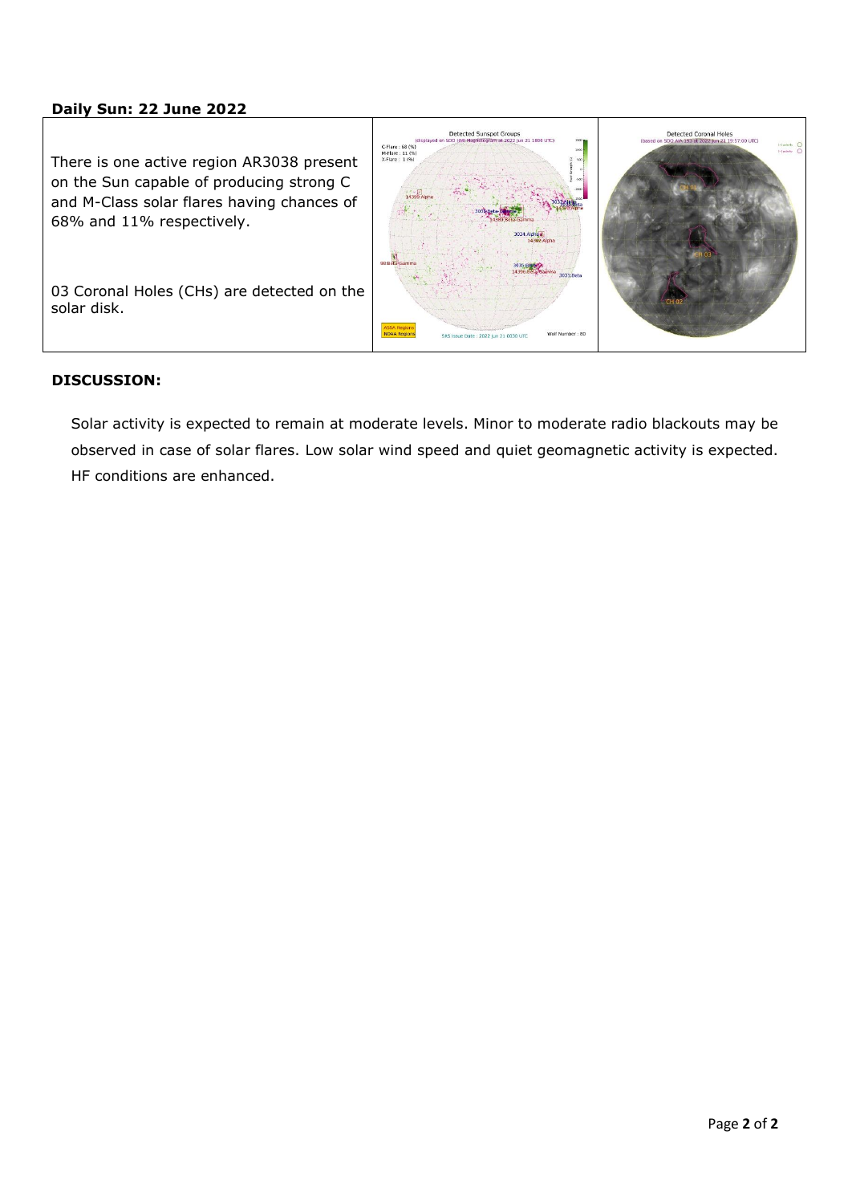**Daily Sun: 22 June 2022**

There is one active region AR3038 present on the Sun capable of producing strong C and M-Class solar flares having chances of 68% and 11% respectively.

03 Coronal Holes (CHs) are detected on the solar disk.

**DISCUSSION:**

Solar activity is expected to remain at moderate levels. Minor to moderate radio blackouts may be observed in case of solar flares. Low solar wind speed and quiet geomagnetic activity is expected. HF conditions are enhanced.